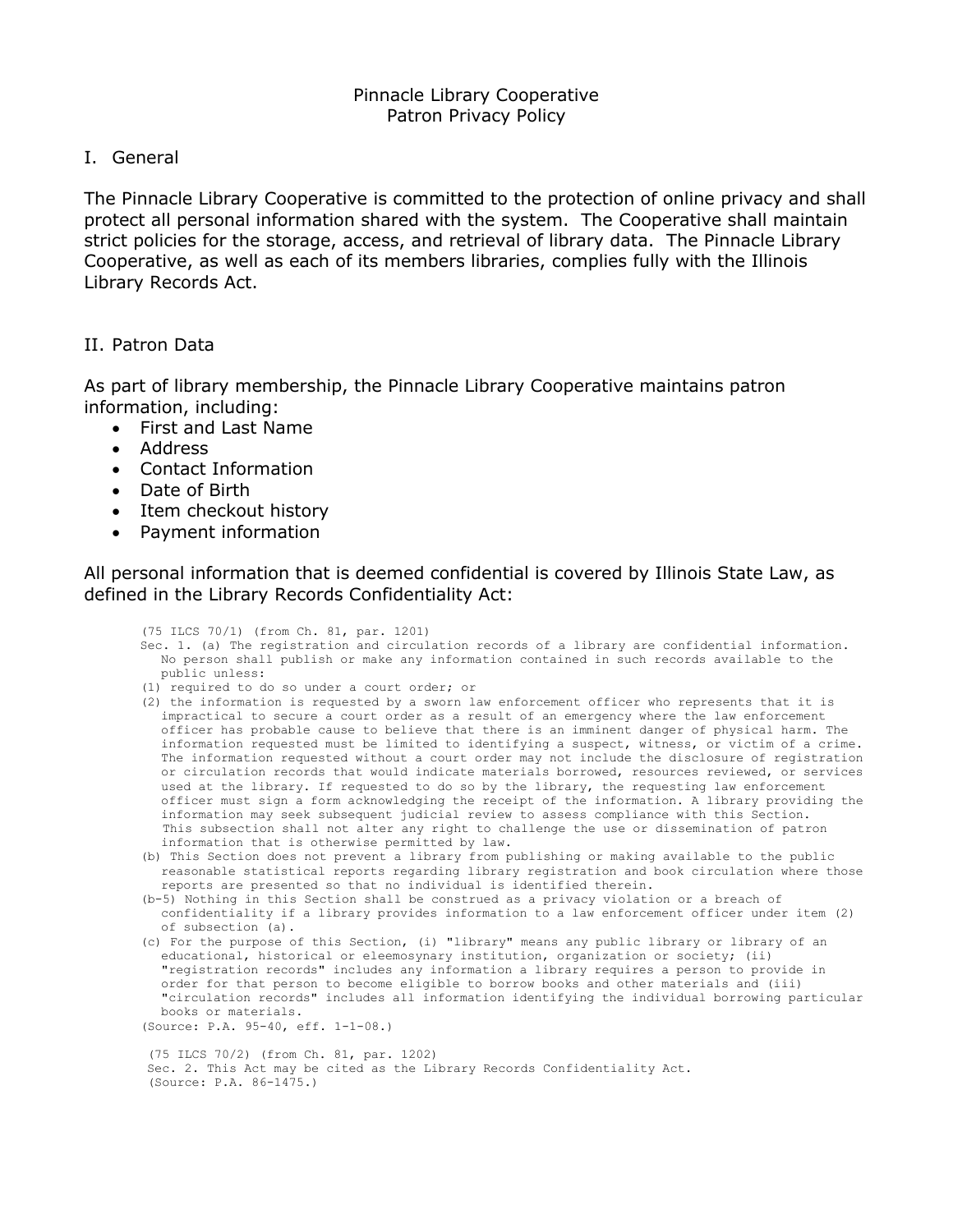# Pinnacle Library Cooperative
# Patron Privacy Policy

## I. General

The Pinnacle Library Cooperative is committed to the protection of online privacy and shall protect all personal information shared with the system. The Cooperative shall maintain strict policies for the storage, access, and retrieval of library data. The Pinnacle Library Cooperative, as well as each of its members libraries, complies fully with the Illinois Library Records Act.

## II. Patron Data

As part of library membership, the Pinnacle Library Cooperative maintains patron information, including:

- First and Last Name
- Address
- Contact Information
- Date of Birth
- Item checkout history
- Payment information

All personal information that is deemed confidential is covered by Illinois State Law, as defined in the Library Records Confidentiality Act:

```
(75 ILCS 70/1) (from Ch. 81, par. 1201)
Sec. 1. (a) The registration and circulation records of a library are confidential information.
   No person shall publish or make any information contained in such records available to the
   public unless:
(1) required to do so under a court order; or
(2) the information is requested by a sworn law enforcement officer who represents that it is
   impractical to secure a court order as a result of an emergency where the law enforcement
   officer has probable cause to believe that there is an imminent danger of physical harm. The
   information requested must be limited to identifying a suspect, witness, or victim of a crime.
   The information requested without a court order may not include the disclosure of registration
   or circulation records that would indicate materials borrowed, resources reviewed, or services
   used at the library. If requested to do so by the library, the requesting law enforcement
   officer must sign a form acknowledging the receipt of the information. A library providing the
   information may seek subsequent judicial review to assess compliance with this Section.
   This subsection shall not alter any right to challenge the use or dissemination of patron
   information that is otherwise permitted by law.
(b) This Section does not prevent a library from publishing or making available to the public
   reasonable statistical reports regarding library registration and book circulation where those
   reports are presented so that no individual is identified therein.
(b-5) Nothing in this Section shall be construed as a privacy violation or a breach of
   confidentiality if a library provides information to a law enforcement officer under item (2)
   of subsection (a).
(c) For the purpose of this Section, (i) "library" means any public library or library of an
   educational, historical or eleemosynary institution, organization or society; (ii)
   "registration records" includes any information a library requires a person to provide in
   order for that person to become eligible to borrow books and other materials and (iii)
   "circulation records" includes all information identifying the individual borrowing particular
   books or materials.
(Source: P.A. 95-40, eff. 1-1-08.)

 (75 ILCS 70/2) (from Ch. 81, par. 1202)
 Sec. 2. This Act may be cited as the Library Records Confidentiality Act.
 (Source: P.A. 86-1475.)
```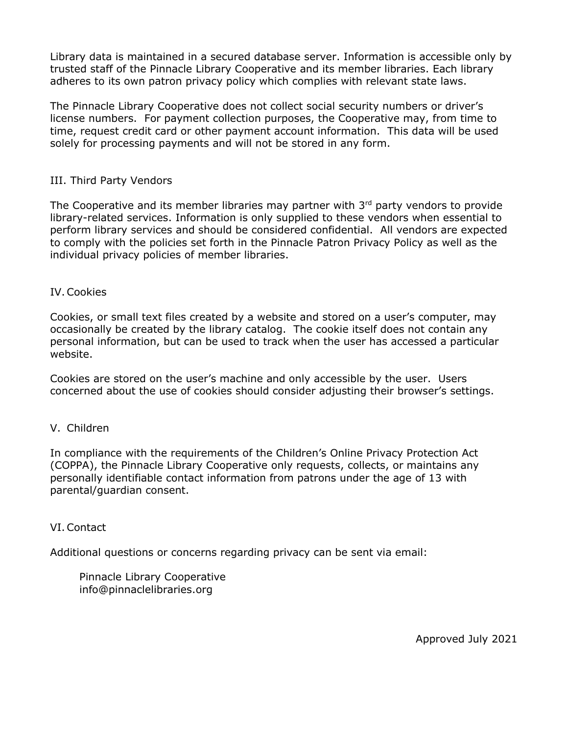Library data is maintained in a secured database server. Information is accessible only by trusted staff of the Pinnacle Library Cooperative and its member libraries. Each library adheres to its own patron privacy policy which complies with relevant state laws.

The Pinnacle Library Cooperative does not collect social security numbers or driver's license numbers. For payment collection purposes, the Cooperative may, from time to time, request credit card or other payment account information. This data will be used solely for processing payments and will not be stored in any form.

## III. Third Party Vendors

The Cooperative and its member libraries may partner with 3rd party vendors to provide library-related services. Information is only supplied to these vendors when essential to perform library services and should be considered confidential. All vendors are expected to comply with the policies set forth in the Pinnacle Patron Privacy Policy as well as the individual privacy policies of member libraries.

## IV. Cookies

Cookies, or small text files created by a website and stored on a user's computer, may occasionally be created by the library catalog. The cookie itself does not contain any personal information, but can be used to track when the user has accessed a particular website.

Cookies are stored on the user's machine and only accessible by the user. Users concerned about the use of cookies should consider adjusting their browser's settings.

## V. Children

In compliance with the requirements of the Children's Online Privacy Protection Act (COPPA), the Pinnacle Library Cooperative only requests, collects, or maintains any personally identifiable contact information from patrons under the age of 13 with parental/guardian consent.

## VI. Contact

Additional questions or concerns regarding privacy can be sent via email:

Pinnacle Library Cooperative
info@pinnaclelibraries.org

Approved July 2021